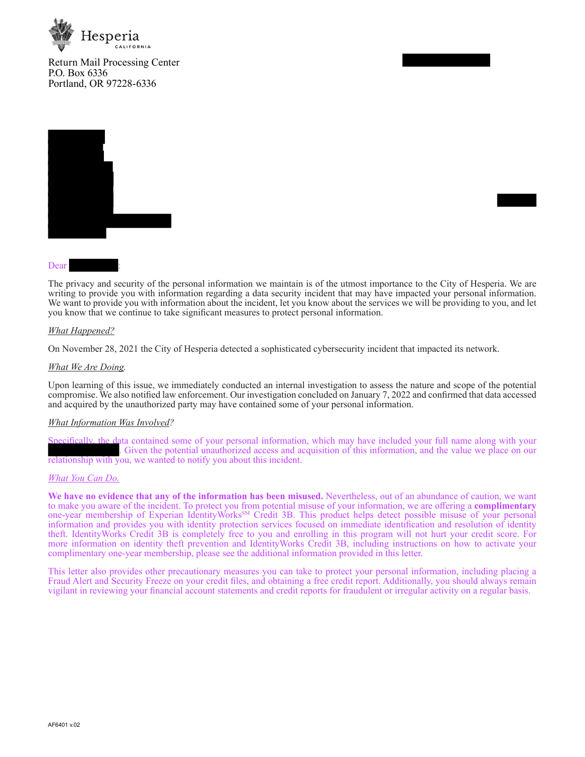Hesperia
CALIFORNIA

Return Mail Processing Center
P.O. Box 6336
Portland, OR 97228-6336

Dear :

The privacy and security of the personal information we maintain is of the utmost importance to the City of Hesperia. We are writing to provide you with information regarding a data security incident that may have impacted your personal information. We want to provide you with information about the incident, let you know about the services we will be providing to you, and let you know that we continue to take significant measures to protect personal information.

*What Happened?*

On November 28, 2021 the City of Hesperia detected a sophisticated cybersecurity incident that impacted its network.

*What We Are Doing.*

Upon learning of this issue, we immediately conducted an internal investigation to assess the nature and scope of the potential compromise. We also notified law enforcement. Our investigation concluded on January 7, 2022 and confirmed that data accessed and acquired by the unauthorized party may have contained some of your personal information.

*What Information Was Involved?*

Specifically, the data contained some of your personal information, which may have included your full name along with your . Given the potential unauthorized access and acquisition of this information, and the value we place on our relationship with you, we wanted to notify you about this incident.

*What You Can Do.*

**We have no evidence that any of the information has been misused.** Nevertheless, out of an abundance of caution, we want to make you aware of the incident. To protect you from potential misuse of your information, we are offering a **complimentary** one-year membership of Experian IdentityWorks[SM] Credit 3B. This product helps detect possible misuse of your personal information and provides you with identity protection services focused on immediate identification and resolution of identity theft. IdentityWorks Credit 3B is completely free to you and enrolling in this program will not hurt your credit score. For more information on identity theft prevention and IdentityWorks Credit 3B, including instructions on how to activate your complimentary one-year membership, please see the additional information provided in this letter.

This letter also provides other precautionary measures you can take to protect your personal information, including placing a Fraud Alert and Security Freeze on your credit files, and obtaining a free credit report. Additionally, you should always remain vigilant in reviewing your financial account statements and credit reports for fraudulent or irregular activity on a regular basis.

AF6401 v.02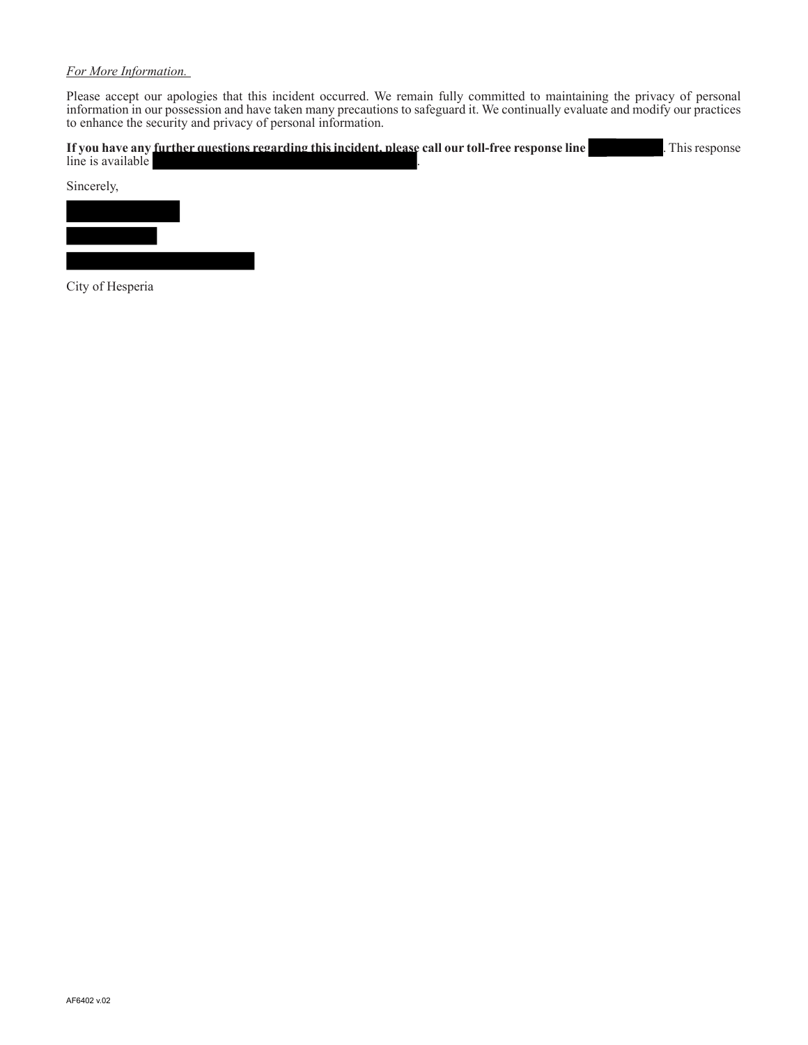*For More Information.*

Please accept our apologies that this incident occurred. We remain fully committed to maintaining the privacy of personal information in our possession and have taken many precautions to safeguard it. We continually evaluate and modify our practices to enhance the security and privacy of personal information.

**If you have any further questions regarding this incident, please call our toll-free response line** [REDACTED]. This response line is available [REDACTED].

Sincerely,

[REDACTED]

[REDACTED]

[REDACTED]

City of Hesperia

AF6402 v.02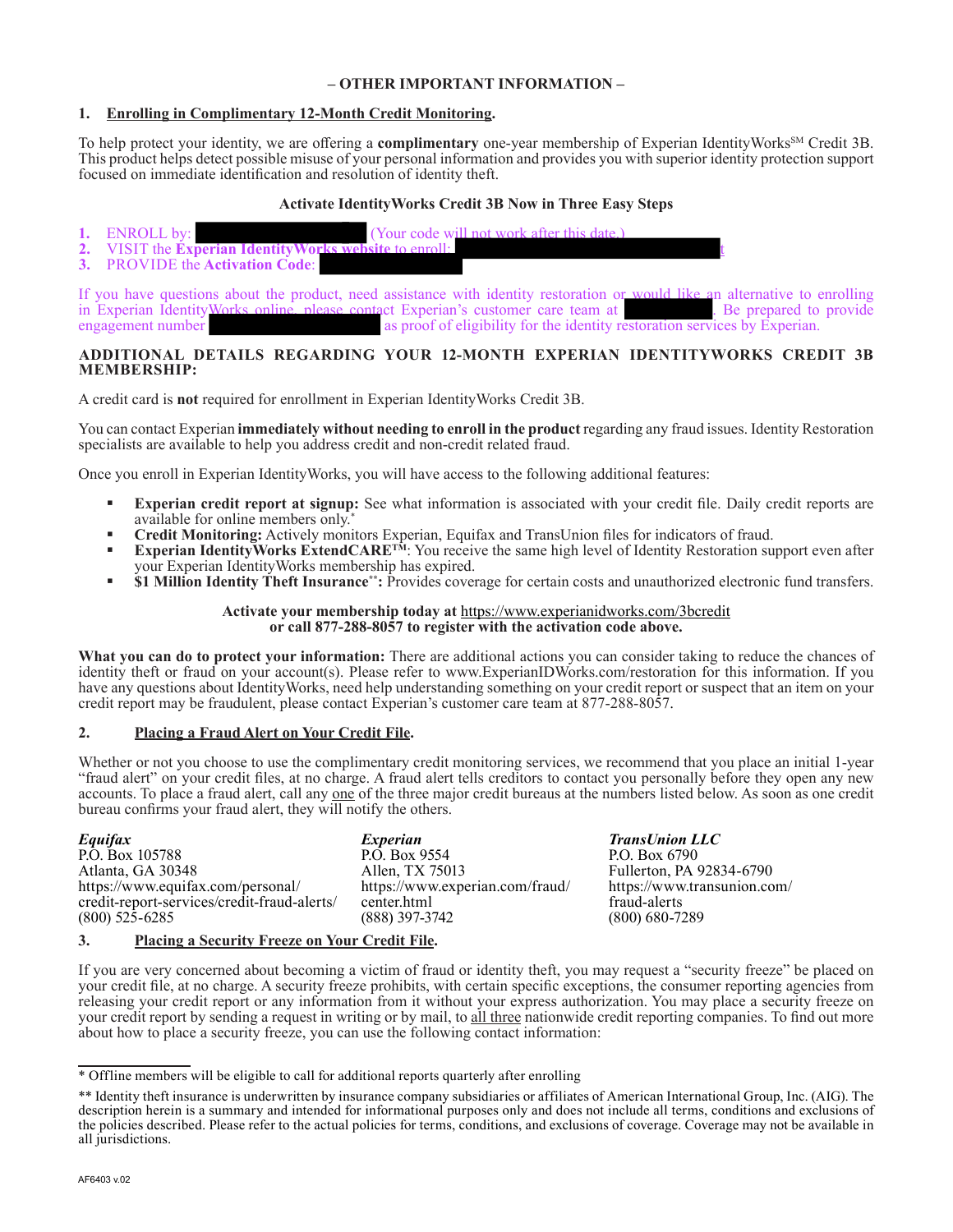**– OTHER IMPORTANT INFORMATION –**

**1. Enrolling in Complimentary 12-Month Credit Monitoring.**

To help protect your identity, we are offering a **complimentary** one-year membership of Experian IdentityWorks℠ Credit 3B. This product helps detect possible misuse of your personal information and provides you with superior identity protection support focused on immediate identification and resolution of identity theft.

**Activate IdentityWorks Credit 3B Now in Three Easy Steps**

1. ENROLL by: (Your code will not work after this date.)
2. VISIT the **Experian IdentityWorks website** to enroll:
3. PROVIDE the **Activation Code**:

If you have questions about the product, need assistance with identity restoration or would like an alternative to enrolling in Experian IdentityWorks online, please contact Experian's customer care team at . Be prepared to provide engagement number as proof of eligibility for the identity restoration services by Experian.

**ADDITIONAL DETAILS REGARDING YOUR 12-MONTH EXPERIAN IDENTITYWORKS CREDIT 3B MEMBERSHIP:**

A credit card is **not** required for enrollment in Experian IdentityWorks Credit 3B.

You can contact Experian **immediately without needing to enroll in the product** regarding any fraud issues. Identity Restoration specialists are available to help you address credit and non-credit related fraud.

Once you enroll in Experian IdentityWorks, you will have access to the following additional features:

- **Experian credit report at signup:** See what information is associated with your credit file. Daily credit reports are available for online members only.*
- **Credit Monitoring:** Actively monitors Experian, Equifax and TransUnion files for indicators of fraud.
- **Experian IdentityWorks ExtendCARE™**: You receive the same high level of Identity Restoration support even after your Experian IdentityWorks membership has expired.
- **$1 Million Identity Theft Insurance**:** Provides coverage for certain costs and unauthorized electronic fund transfers.

**Activate your membership today at https://www.experianidworks.com/3bcredit or call 877-288-8057 to register with the activation code above.**

**What you can do to protect your information:** There are additional actions you can consider taking to reduce the chances of identity theft or fraud on your account(s). Please refer to www.ExperianIDWorks.com/restoration for this information. If you have any questions about IdentityWorks, need help understanding something on your credit report or suspect that an item on your credit report may be fraudulent, please contact Experian's customer care team at 877-288-8057.

**2. Placing a Fraud Alert on Your Credit File.**

Whether or not you choose to use the complimentary credit monitoring services, we recommend that you place an initial 1-year "fraud alert" on your credit files, at no charge. A fraud alert tells creditors to contact you personally before they open any new accounts. To place a fraud alert, call any one of the three major credit bureaus at the numbers listed below. As soon as one credit bureau confirms your fraud alert, they will notify the others.

| *Equifax* | *Experian* | *TransUnion LLC* |
|---|---|---|
| P.O. Box 105788 | P.O. Box 9554 | P.O. Box 6790 |
| Atlanta, GA 30348 | Allen, TX 75013 | Fullerton, PA 92834-6790 |
| https://www.equifax.com/personal/credit-report-services/credit-fraud-alerts/ | https://www.experian.com/fraud/center.html | https://www.transunion.com/fraud-alerts |
| (800) 525-6285 | (888) 397-3742 | (800) 680-7289 |

**3. Placing a Security Freeze on Your Credit File.**

If you are very concerned about becoming a victim of fraud or identity theft, you may request a "security freeze" be placed on your credit file, at no charge. A security freeze prohibits, with certain specific exceptions, the consumer reporting agencies from releasing your credit report or any information from it without your express authorization. You may place a security freeze on your credit report by sending a request in writing or by mail, to all three nationwide credit reporting companies. To find out more about how to place a security freeze, you can use the following contact information:

---

* Offline members will be eligible to call for additional reports quarterly after enrolling

** Identity theft insurance is underwritten by insurance company subsidiaries or affiliates of American International Group, Inc. (AIG). The description herein is a summary and intended for informational purposes only and does not include all terms, conditions and exclusions of the policies described. Please refer to the actual policies for terms, conditions, and exclusions of coverage. Coverage may not be available in all jurisdictions.

AF6403 v.02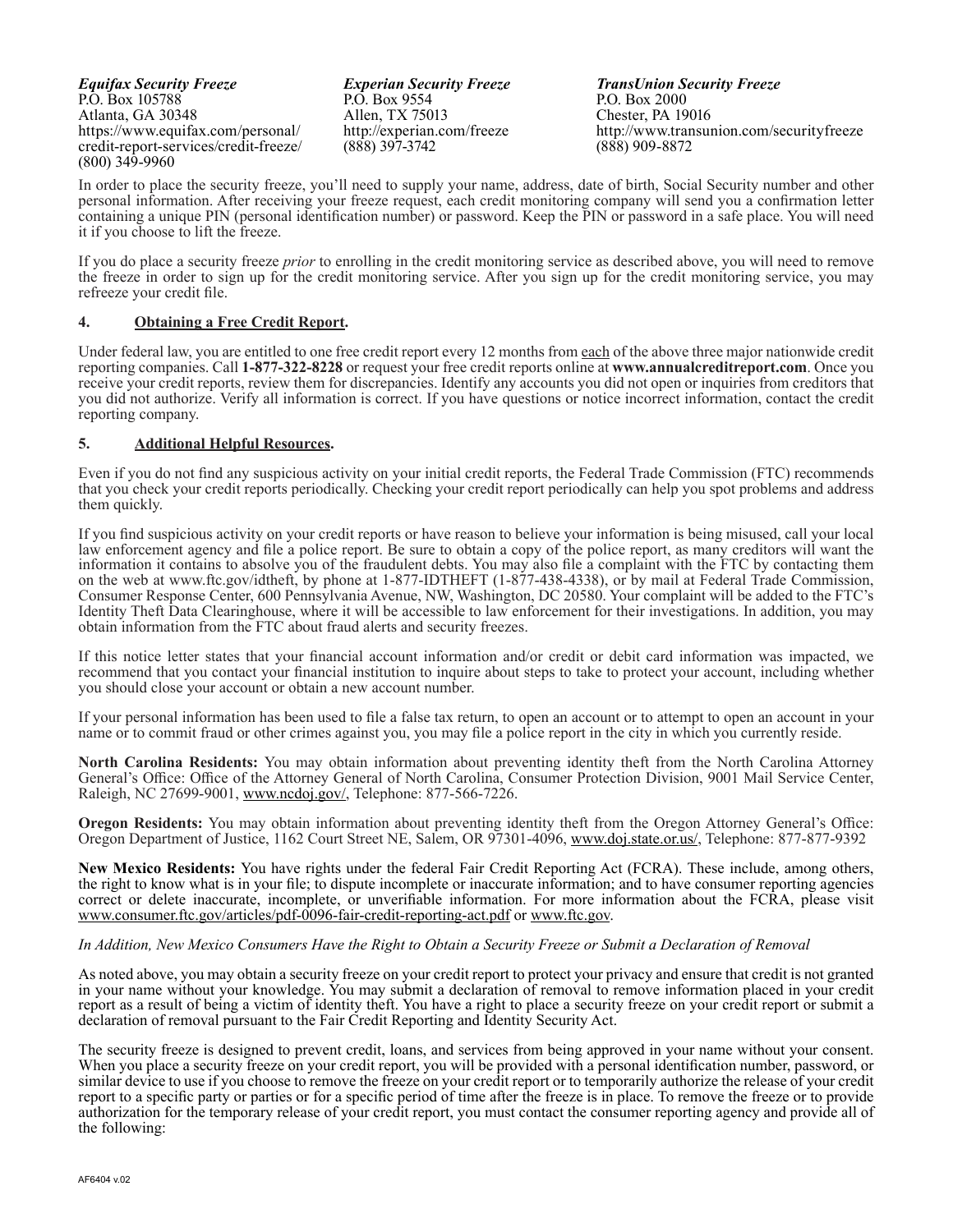*Equifax Security Freeze*
P.O. Box 105788
Atlanta, GA 30348
https://www.equifax.com/personal/credit-report-services/credit-freeze/
(800) 349-9960

*Experian Security Freeze*
P.O. Box 9554
Allen, TX 75013
http://experian.com/freeze
(888) 397-3742

*TransUnion Security Freeze*
P.O. Box 2000
Chester, PA 19016
http://www.transunion.com/securityfreeze
(888) 909-8872

In order to place the security freeze, you'll need to supply your name, address, date of birth, Social Security number and other personal information. After receiving your freeze request, each credit monitoring company will send you a confirmation letter containing a unique PIN (personal identification number) or password. Keep the PIN or password in a safe place. You will need it if you choose to lift the freeze.

If you do place a security freeze *prior* to enrolling in the credit monitoring service as described above, you will need to remove the freeze in order to sign up for the credit monitoring service. After you sign up for the credit monitoring service, you may refreeze your credit file.

## 4. Obtaining a Free Credit Report.

Under federal law, you are entitled to one free credit report every 12 months from each of the above three major nationwide credit reporting companies. Call **1-877-322-8228** or request your free credit reports online at **www.annualcreditreport.com**. Once you receive your credit reports, review them for discrepancies. Identify any accounts you did not open or inquiries from creditors that you did not authorize. Verify all information is correct. If you have questions or notice incorrect information, contact the credit reporting company.

## 5. Additional Helpful Resources.

Even if you do not find any suspicious activity on your initial credit reports, the Federal Trade Commission (FTC) recommends that you check your credit reports periodically. Checking your credit report periodically can help you spot problems and address them quickly.

If you find suspicious activity on your credit reports or have reason to believe your information is being misused, call your local law enforcement agency and file a police report. Be sure to obtain a copy of the police report, as many creditors will want the information it contains to absolve you of the fraudulent debts. You may also file a complaint with the FTC by contacting them on the web at www.ftc.gov/idtheft, by phone at 1-877-IDTHEFT (1-877-438-4338), or by mail at Federal Trade Commission, Consumer Response Center, 600 Pennsylvania Avenue, NW, Washington, DC 20580. Your complaint will be added to the FTC's Identity Theft Data Clearinghouse, where it will be accessible to law enforcement for their investigations. In addition, you may obtain information from the FTC about fraud alerts and security freezes.

If this notice letter states that your financial account information and/or credit or debit card information was impacted, we recommend that you contact your financial institution to inquire about steps to take to protect your account, including whether you should close your account or obtain a new account number.

If your personal information has been used to file a false tax return, to open an account or to attempt to open an account in your name or to commit fraud or other crimes against you, you may file a police report in the city in which you currently reside.

**North Carolina Residents:** You may obtain information about preventing identity theft from the North Carolina Attorney General's Office: Office of the Attorney General of North Carolina, Consumer Protection Division, 9001 Mail Service Center, Raleigh, NC 27699-9001, www.ncdoj.gov/, Telephone: 877-566-7226.

**Oregon Residents:** You may obtain information about preventing identity theft from the Oregon Attorney General's Office: Oregon Department of Justice, 1162 Court Street NE, Salem, OR 97301-4096, www.doj.state.or.us/, Telephone: 877-877-9392

**New Mexico Residents:** You have rights under the federal Fair Credit Reporting Act (FCRA). These include, among others, the right to know what is in your file; to dispute incomplete or inaccurate information; and to have consumer reporting agencies correct or delete inaccurate, incomplete, or unverifiable information. For more information about the FCRA, please visit www.consumer.ftc.gov/articles/pdf-0096-fair-credit-reporting-act.pdf or www.ftc.gov.

*In Addition, New Mexico Consumers Have the Right to Obtain a Security Freeze or Submit a Declaration of Removal*

As noted above, you may obtain a security freeze on your credit report to protect your privacy and ensure that credit is not granted in your name without your knowledge. You may submit a declaration of removal to remove information placed in your credit report as a result of being a victim of identity theft. You have a right to place a security freeze on your credit report or submit a declaration of removal pursuant to the Fair Credit Reporting and Identity Security Act.

The security freeze is designed to prevent credit, loans, and services from being approved in your name without your consent. When you place a security freeze on your credit report, you will be provided with a personal identification number, password, or similar device to use if you choose to remove the freeze on your credit report or to temporarily authorize the release of your credit report to a specific party or parties or for a specific period of time after the freeze is in place. To remove the freeze or to provide authorization for the temporary release of your credit report, you must contact the consumer reporting agency and provide all of the following:

AF6404 v.02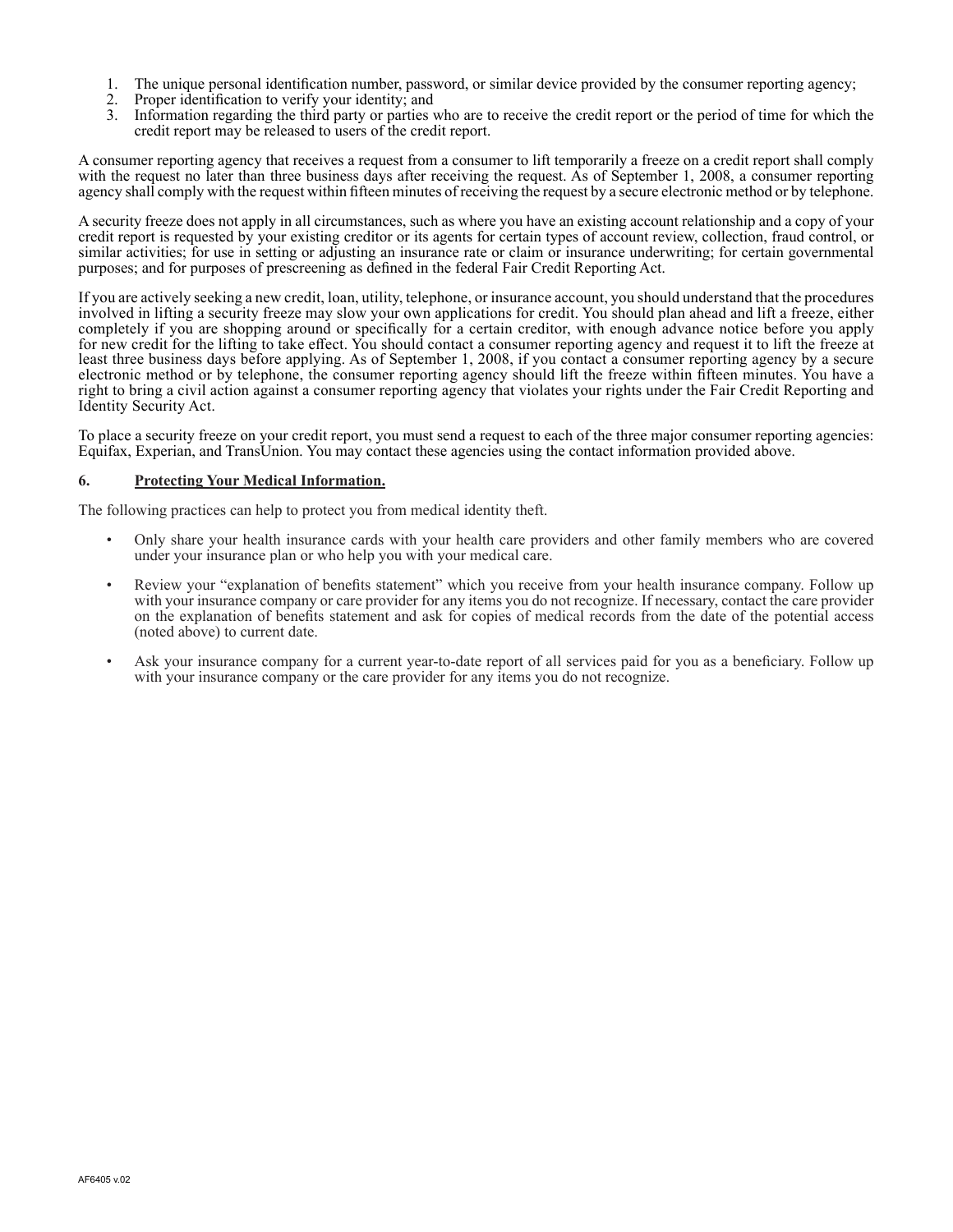1. The unique personal identification number, password, or similar device provided by the consumer reporting agency;
2. Proper identification to verify your identity; and
3. Information regarding the third party or parties who are to receive the credit report or the period of time for which the credit report may be released to users of the credit report.

A consumer reporting agency that receives a request from a consumer to lift temporarily a freeze on a credit report shall comply with the request no later than three business days after receiving the request. As of September 1, 2008, a consumer reporting agency shall comply with the request within fifteen minutes of receiving the request by a secure electronic method or by telephone.

A security freeze does not apply in all circumstances, such as where you have an existing account relationship and a copy of your credit report is requested by your existing creditor or its agents for certain types of account review, collection, fraud control, or similar activities; for use in setting or adjusting an insurance rate or claim or insurance underwriting; for certain governmental purposes; and for purposes of prescreening as defined in the federal Fair Credit Reporting Act.

If you are actively seeking a new credit, loan, utility, telephone, or insurance account, you should understand that the procedures involved in lifting a security freeze may slow your own applications for credit. You should plan ahead and lift a freeze, either completely if you are shopping around or specifically for a certain creditor, with enough advance notice before you apply for new credit for the lifting to take effect. You should contact a consumer reporting agency and request it to lift the freeze at least three business days before applying. As of September 1, 2008, if you contact a consumer reporting agency by a secure electronic method or by telephone, the consumer reporting agency should lift the freeze within fifteen minutes. You have a right to bring a civil action against a consumer reporting agency that violates your rights under the Fair Credit Reporting and Identity Security Act.

To place a security freeze on your credit report, you must send a request to each of the three major consumer reporting agencies: Equifax, Experian, and TransUnion. You may contact these agencies using the contact information provided above.

## 6. Protecting Your Medical Information.

The following practices can help to protect you from medical identity theft.

- Only share your health insurance cards with your health care providers and other family members who are covered under your insurance plan or who help you with your medical care.
- Review your "explanation of benefits statement" which you receive from your health insurance company. Follow up with your insurance company or care provider for any items you do not recognize. If necessary, contact the care provider on the explanation of benefits statement and ask for copies of medical records from the date of the potential access (noted above) to current date.
- Ask your insurance company for a current year-to-date report of all services paid for you as a beneficiary. Follow up with your insurance company or the care provider for any items you do not recognize.

AF6405 v.02